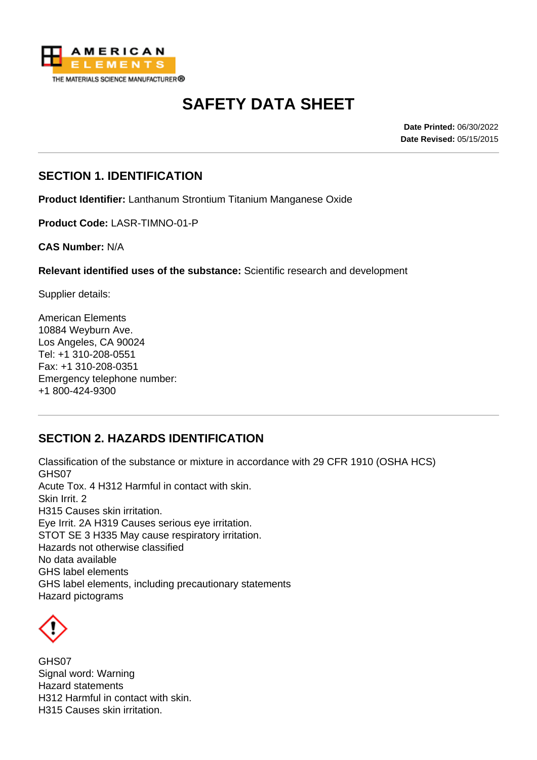AMERICAN ELEMENTS
THE MATERIALS SCIENCE MANUFACTURER®

# SAFETY DATA SHEET

**Date Printed:** 06/30/2022
**Date Revised:** 05/15/2015

## SECTION 1. IDENTIFICATION

**Product Identifier:** Lanthanum Strontium Titanium Manganese Oxide

**Product Code:** LASR-TIMNO-01-P

**CAS Number:** N/A

**Relevant identified uses of the substance:** Scientific research and development

Supplier details:

American Elements
10884 Weyburn Ave.
Los Angeles, CA 90024
Tel: +1 310-208-0551
Fax: +1 310-208-0351
Emergency telephone number:
+1 800-424-9300

## SECTION 2. HAZARDS IDENTIFICATION

Classification of the substance or mixture in accordance with 29 CFR 1910 (OSHA HCS)
GHS07
Acute Tox. 4 H312 Harmful in contact with skin.
Skin Irrit. 2
H315 Causes skin irritation.
Eye Irrit. 2A H319 Causes serious eye irritation.
STOT SE 3 H335 May cause respiratory irritation.
Hazards not otherwise classified
No data available
GHS label elements
GHS label elements, including precautionary statements
Hazard pictograms

GHS07
Signal word: Warning
Hazard statements
H312 Harmful in contact with skin.
H315 Causes skin irritation.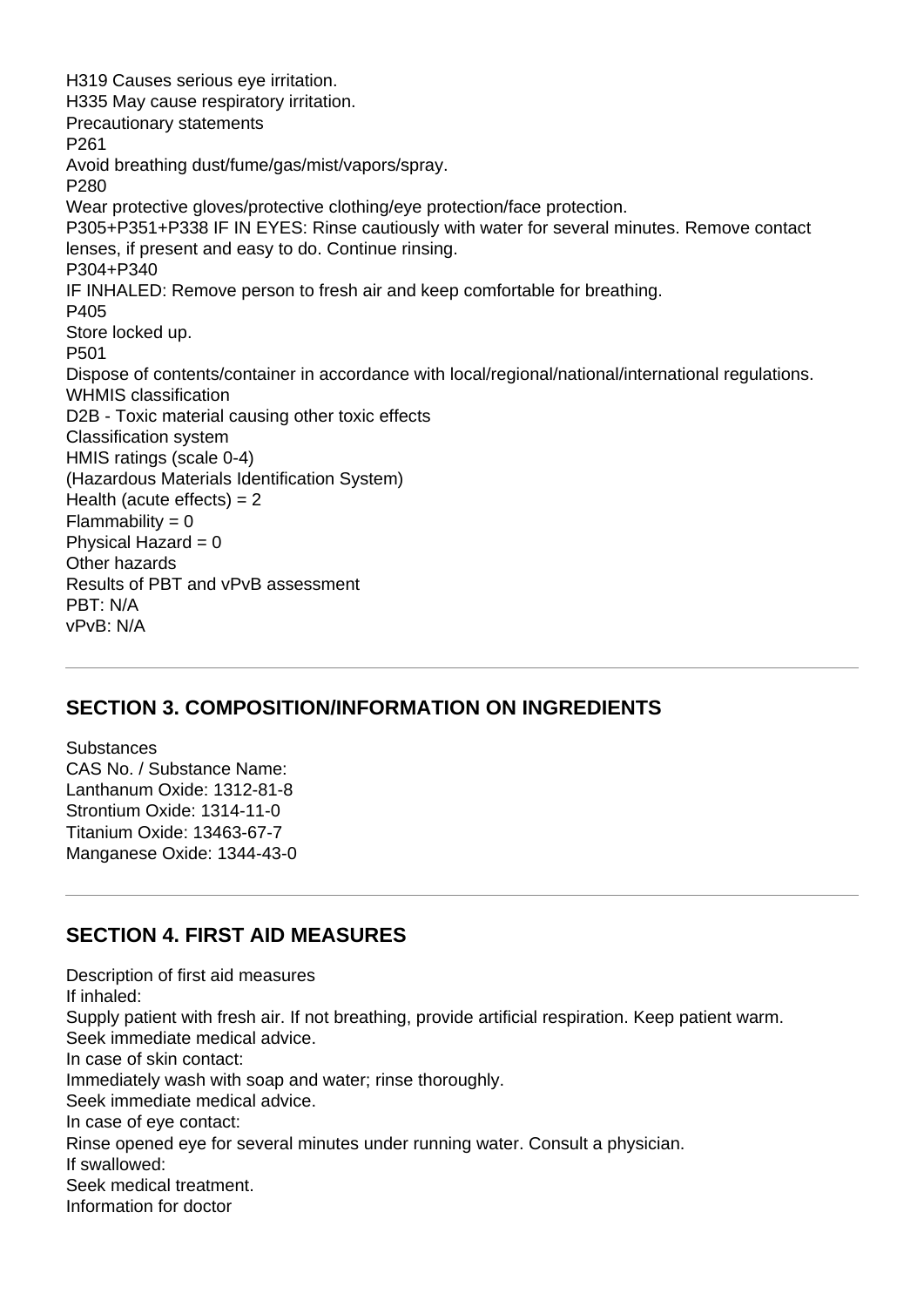H319 Causes serious eye irritation.
H335 May cause respiratory irritation.
Precautionary statements
P261
Avoid breathing dust/fume/gas/mist/vapors/spray.
P280
Wear protective gloves/protective clothing/eye protection/face protection.
P305+P351+P338 IF IN EYES: Rinse cautiously with water for several minutes. Remove contact lenses, if present and easy to do. Continue rinsing.
P304+P340
IF INHALED: Remove person to fresh air and keep comfortable for breathing.
P405
Store locked up.
P501
Dispose of contents/container in accordance with local/regional/national/international regulations.
WHMIS classification
D2B - Toxic material causing other toxic effects
Classification system
HMIS ratings (scale 0-4)
(Hazardous Materials Identification System)
Health (acute effects) = 2
Flammability = 0
Physical Hazard = 0
Other hazards
Results of PBT and vPvB assessment
PBT: N/A
vPvB: N/A

---

## SECTION 3. COMPOSITION/INFORMATION ON INGREDIENTS

Substances
CAS No. / Substance Name:
Lanthanum Oxide: 1312-81-8
Strontium Oxide: 1314-11-0
Titanium Oxide: 13463-67-7
Manganese Oxide: 1344-43-0

---

## SECTION 4. FIRST AID MEASURES

Description of first aid measures
If inhaled:
Supply patient with fresh air. If not breathing, provide artificial respiration. Keep patient warm.
Seek immediate medical advice.
In case of skin contact:
Immediately wash with soap and water; rinse thoroughly.
Seek immediate medical advice.
In case of eye contact:
Rinse opened eye for several minutes under running water. Consult a physician.
If swallowed:
Seek medical treatment.
Information for doctor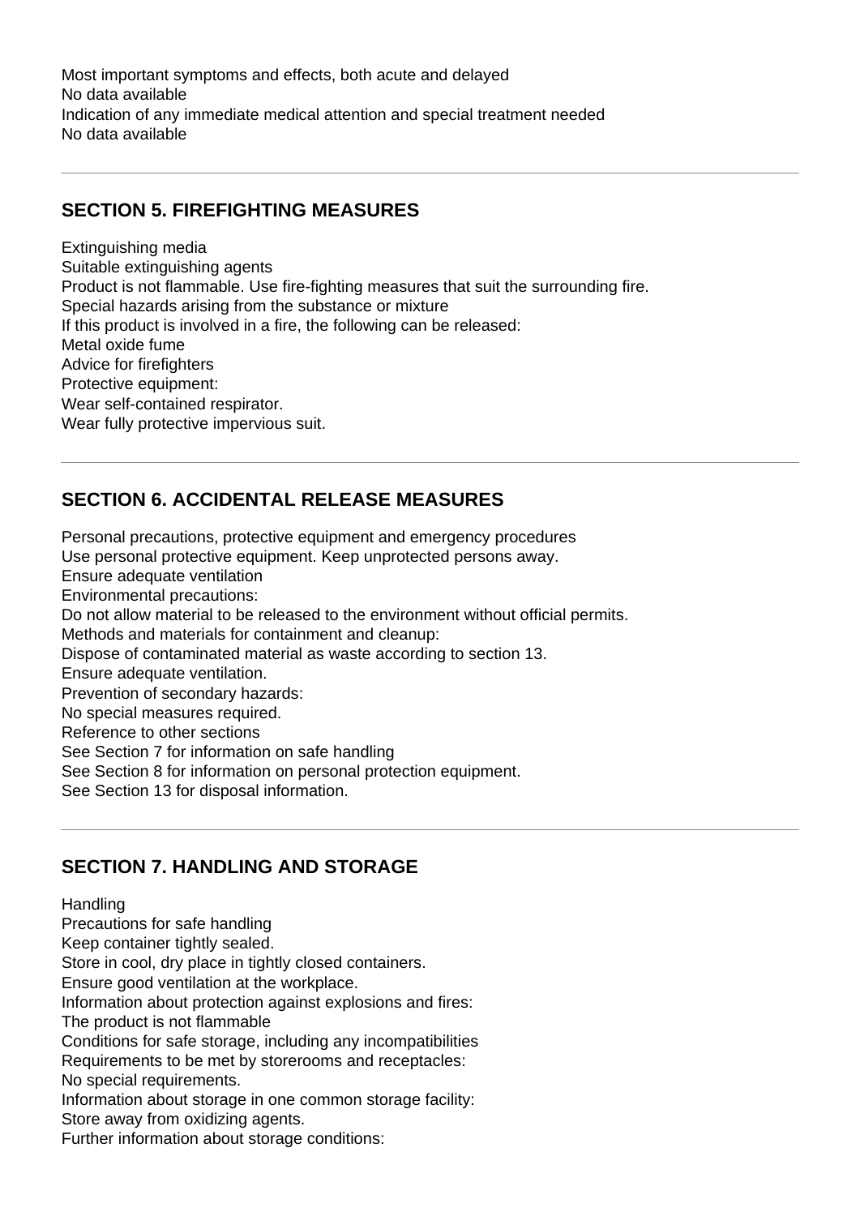Most important symptoms and effects, both acute and delayed
No data available
Indication of any immediate medical attention and special treatment needed
No data available

---

## SECTION 5. FIREFIGHTING MEASURES

Extinguishing media
Suitable extinguishing agents
Product is not flammable. Use fire-fighting measures that suit the surrounding fire.
Special hazards arising from the substance or mixture
If this product is involved in a fire, the following can be released:
Metal oxide fume
Advice for firefighters
Protective equipment:
Wear self-contained respirator.
Wear fully protective impervious suit.

---

## SECTION 6. ACCIDENTAL RELEASE MEASURES

Personal precautions, protective equipment and emergency procedures
Use personal protective equipment. Keep unprotected persons away.
Ensure adequate ventilation
Environmental precautions:
Do not allow material to be released to the environment without official permits.
Methods and materials for containment and cleanup:
Dispose of contaminated material as waste according to section 13.
Ensure adequate ventilation.
Prevention of secondary hazards:
No special measures required.
Reference to other sections
See Section 7 for information on safe handling
See Section 8 for information on personal protection equipment.
See Section 13 for disposal information.

---

## SECTION 7. HANDLING AND STORAGE

Handling
Precautions for safe handling
Keep container tightly sealed.
Store in cool, dry place in tightly closed containers.
Ensure good ventilation at the workplace.
Information about protection against explosions and fires:
The product is not flammable
Conditions for safe storage, including any incompatibilities
Requirements to be met by storerooms and receptacles:
No special requirements.
Information about storage in one common storage facility:
Store away from oxidizing agents.
Further information about storage conditions: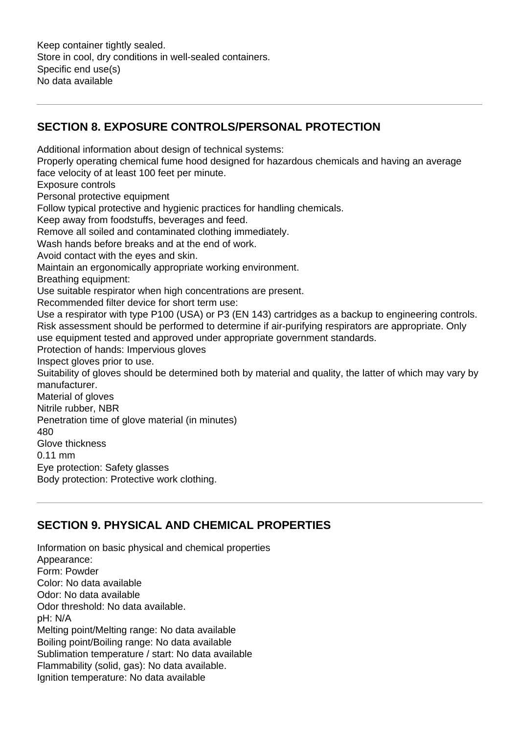Keep container tightly sealed.
Store in cool, dry conditions in well-sealed containers.
Specific end use(s)
No data available

## SECTION 8. EXPOSURE CONTROLS/PERSONAL PROTECTION

Additional information about design of technical systems:
Properly operating chemical fume hood designed for hazardous chemicals and having an average face velocity of at least 100 feet per minute.
Exposure controls
Personal protective equipment
Follow typical protective and hygienic practices for handling chemicals.
Keep away from foodstuffs, beverages and feed.
Remove all soiled and contaminated clothing immediately.
Wash hands before breaks and at the end of work.
Avoid contact with the eyes and skin.
Maintain an ergonomically appropriate working environment.
Breathing equipment:
Use suitable respirator when high concentrations are present.
Recommended filter device for short term use:
Use a respirator with type P100 (USA) or P3 (EN 143) cartridges as a backup to engineering controls. Risk assessment should be performed to determine if air-purifying respirators are appropriate. Only use equipment tested and approved under appropriate government standards.
Protection of hands: Impervious gloves
Inspect gloves prior to use.
Suitability of gloves should be determined both by material and quality, the latter of which may vary by manufacturer.
Material of gloves
Nitrile rubber, NBR
Penetration time of glove material (in minutes)
480
Glove thickness
0.11 mm
Eye protection: Safety glasses
Body protection: Protective work clothing.

## SECTION 9. PHYSICAL AND CHEMICAL PROPERTIES

Information on basic physical and chemical properties
Appearance:
Form: Powder
Color: No data available
Odor: No data available
Odor threshold: No data available.
pH: N/A
Melting point/Melting range: No data available
Boiling point/Boiling range: No data available
Sublimation temperature / start: No data available
Flammability (solid, gas): No data available.
Ignition temperature: No data available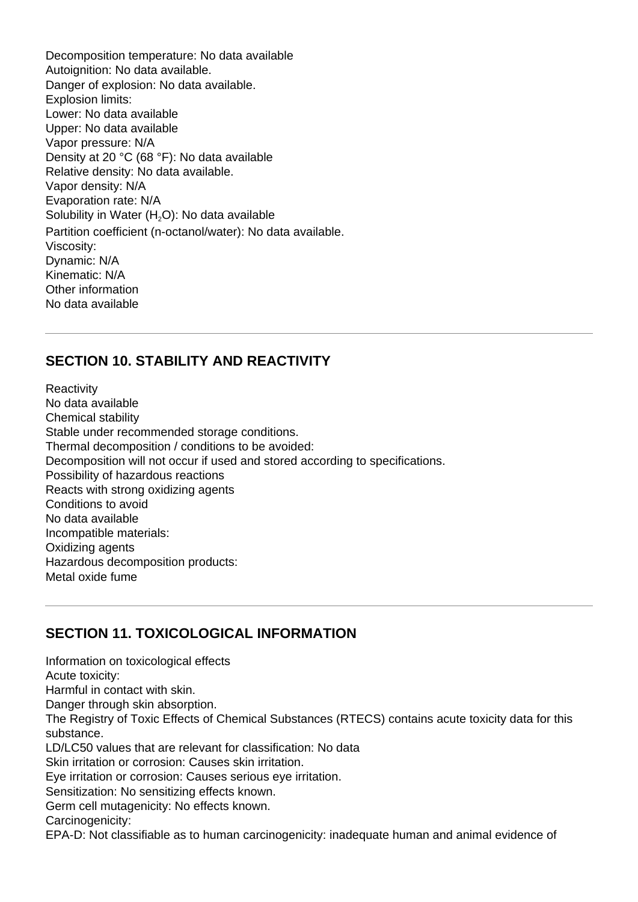Decomposition temperature: No data available
Autoignition: No data available.
Danger of explosion: No data available.
Explosion limits:
Lower: No data available
Upper: No data available
Vapor pressure: N/A
Density at 20 °C (68 °F): No data available
Relative density: No data available.
Vapor density: N/A
Evaporation rate: N/A
Solubility in Water ($H_2O$): No data available
Partition coefficient (n-octanol/water): No data available.
Viscosity:
Dynamic: N/A
Kinematic: N/A
Other information
No data available

## SECTION 10. STABILITY AND REACTIVITY

Reactivity
No data available
Chemical stability
Stable under recommended storage conditions.
Thermal decomposition / conditions to be avoided:
Decomposition will not occur if used and stored according to specifications.
Possibility of hazardous reactions
Reacts with strong oxidizing agents
Conditions to avoid
No data available
Incompatible materials:
Oxidizing agents
Hazardous decomposition products:
Metal oxide fume

## SECTION 11. TOXICOLOGICAL INFORMATION

Information on toxicological effects
Acute toxicity:
Harmful in contact with skin.
Danger through skin absorption.
The Registry of Toxic Effects of Chemical Substances (RTECS) contains acute toxicity data for this substance.
LD/LC50 values that are relevant for classification: No data
Skin irritation or corrosion: Causes skin irritation.
Eye irritation or corrosion: Causes serious eye irritation.
Sensitization: No sensitizing effects known.
Germ cell mutagenicity: No effects known.
Carcinogenicity:
EPA-D: Not classifiable as to human carcinogenicity: inadequate human and animal evidence of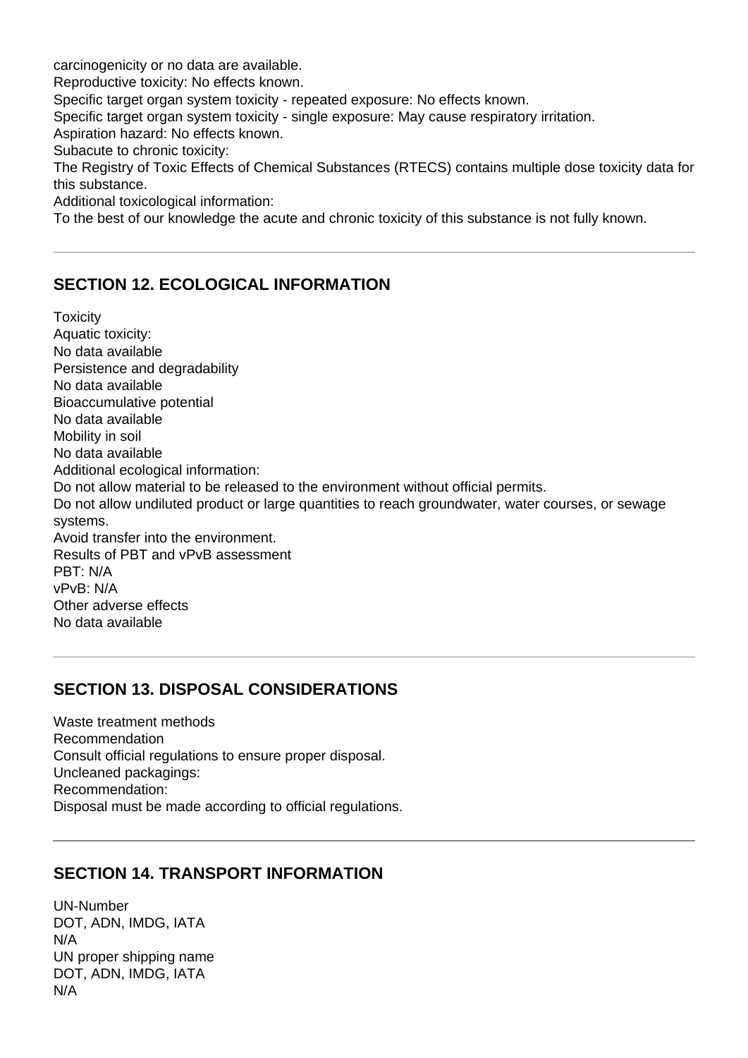carcinogenicity or no data are available.
Reproductive toxicity: No effects known.
Specific target organ system toxicity - repeated exposure: No effects known.
Specific target organ system toxicity - single exposure: May cause respiratory irritation.
Aspiration hazard: No effects known.
Subacute to chronic toxicity:
The Registry of Toxic Effects of Chemical Substances (RTECS) contains multiple dose toxicity data for this substance.
Additional toxicological information:
To the best of our knowledge the acute and chronic toxicity of this substance is not fully known.

---

## SECTION 12. ECOLOGICAL INFORMATION

Toxicity
Aquatic toxicity:
No data available
Persistence and degradability
No data available
Bioaccumulative potential
No data available
Mobility in soil
No data available
Additional ecological information:
Do not allow material to be released to the environment without official permits.
Do not allow undiluted product or large quantities to reach groundwater, water courses, or sewage systems.
Avoid transfer into the environment.
Results of PBT and vPvB assessment
PBT: N/A
vPvB: N/A
Other adverse effects
No data available

---

## SECTION 13. DISPOSAL CONSIDERATIONS

Waste treatment methods
Recommendation
Consult official regulations to ensure proper disposal.
Uncleaned packagings:
Recommendation:
Disposal must be made according to official regulations.

---

## SECTION 14. TRANSPORT INFORMATION

UN-Number
DOT, ADN, IMDG, IATA
N/A
UN proper shipping name
DOT, ADN, IMDG, IATA
N/A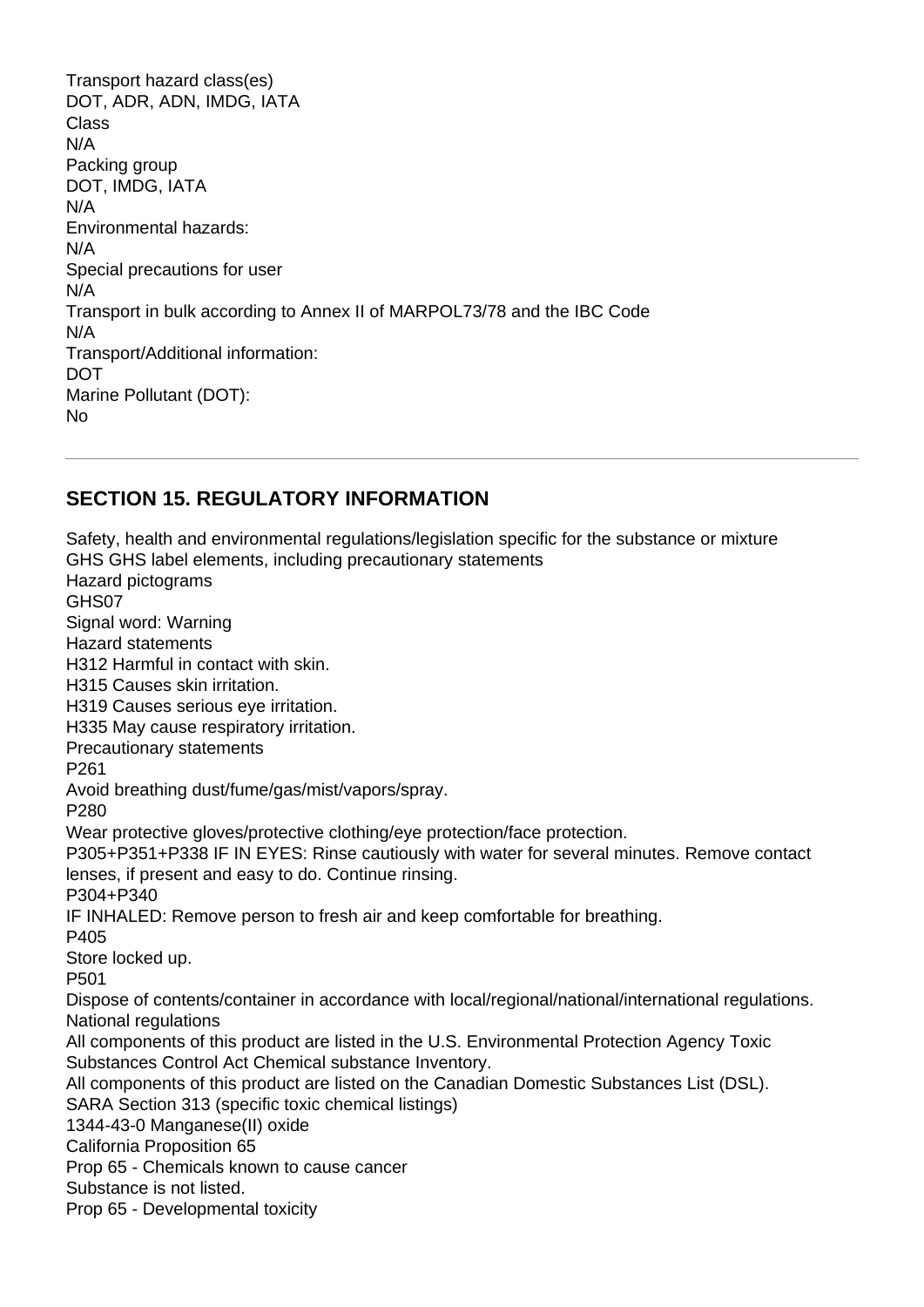Transport hazard class(es)
DOT, ADR, ADN, IMDG, IATA
Class
N/A
Packing group
DOT, IMDG, IATA
N/A
Environmental hazards:
N/A
Special precautions for user
N/A
Transport in bulk according to Annex II of MARPOL73/78 and the IBC Code
N/A
Transport/Additional information:
DOT
Marine Pollutant (DOT):
No

---

## SECTION 15. REGULATORY INFORMATION

Safety, health and environmental regulations/legislation specific for the substance or mixture
GHS GHS label elements, including precautionary statements
Hazard pictograms
GHS07
Signal word: Warning
Hazard statements
H312 Harmful in contact with skin.
H315 Causes skin irritation.
H319 Causes serious eye irritation.
H335 May cause respiratory irritation.
Precautionary statements
P261
Avoid breathing dust/fume/gas/mist/vapors/spray.
P280
Wear protective gloves/protective clothing/eye protection/face protection.
P305+P351+P338 IF IN EYES: Rinse cautiously with water for several minutes. Remove contact lenses, if present and easy to do. Continue rinsing.
P304+P340
IF INHALED: Remove person to fresh air and keep comfortable for breathing.
P405
Store locked up.
P501
Dispose of contents/container in accordance with local/regional/national/international regulations.
National regulations
All components of this product are listed in the U.S. Environmental Protection Agency Toxic Substances Control Act Chemical substance Inventory.
All components of this product are listed on the Canadian Domestic Substances List (DSL).
SARA Section 313 (specific toxic chemical listings)
1344-43-0 Manganese(II) oxide
California Proposition 65
Prop 65 - Chemicals known to cause cancer
Substance is not listed.
Prop 65 - Developmental toxicity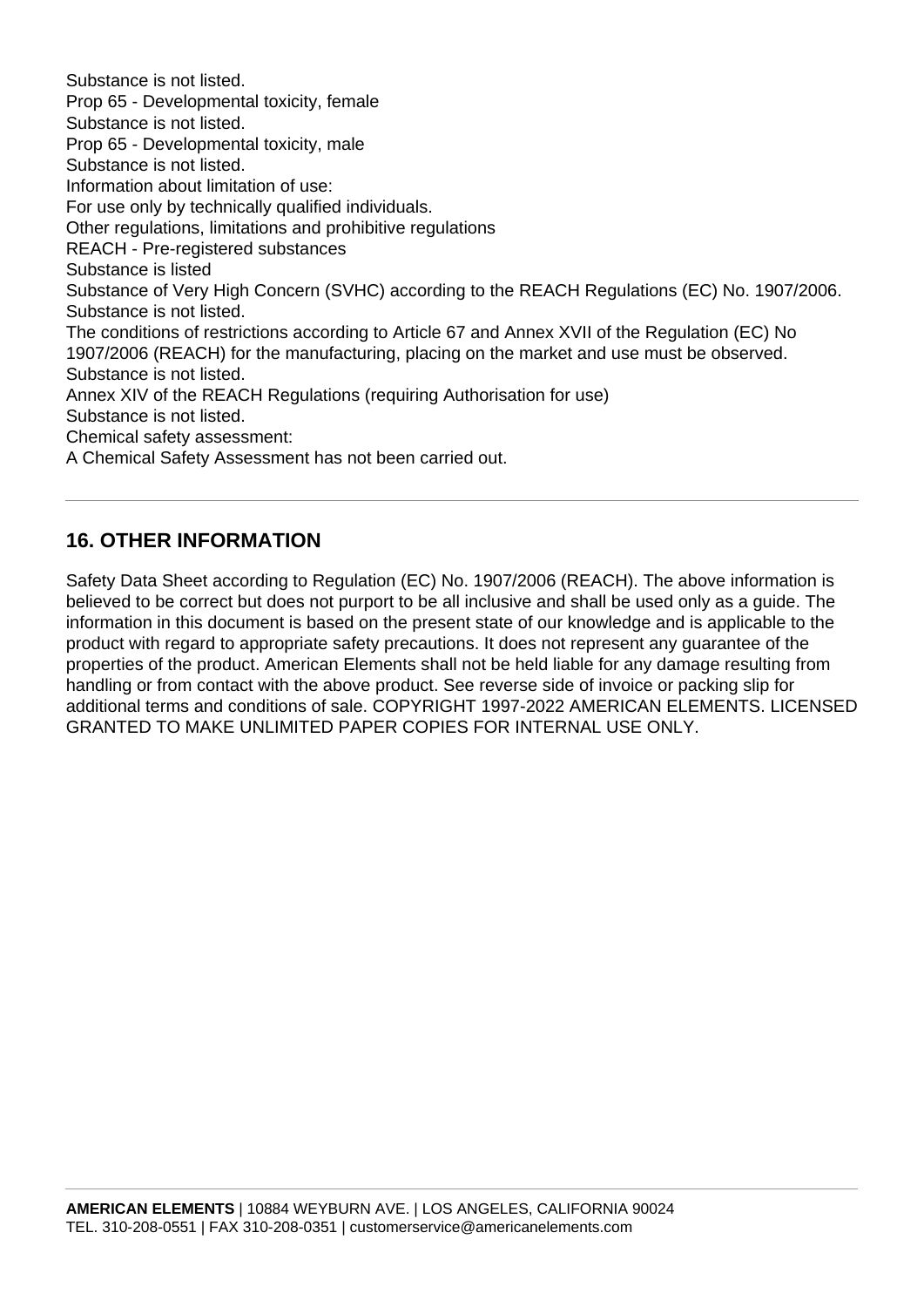Substance is not listed.
Prop 65 - Developmental toxicity, female
Substance is not listed.
Prop 65 - Developmental toxicity, male
Substance is not listed.
Information about limitation of use:
For use only by technically qualified individuals.
Other regulations, limitations and prohibitive regulations
REACH - Pre-registered substances
Substance is listed
Substance of Very High Concern (SVHC) according to the REACH Regulations (EC) No. 1907/2006.
Substance is not listed.
The conditions of restrictions according to Article 67 and Annex XVII of the Regulation (EC) No 1907/2006 (REACH) for the manufacturing, placing on the market and use must be observed.
Substance is not listed.
Annex XIV of the REACH Regulations (requiring Authorisation for use)
Substance is not listed.
Chemical safety assessment:
A Chemical Safety Assessment has not been carried out.

## 16. OTHER INFORMATION

Safety Data Sheet according to Regulation (EC) No. 1907/2006 (REACH). The above information is believed to be correct but does not purport to be all inclusive and shall be used only as a guide. The information in this document is based on the present state of our knowledge and is applicable to the product with regard to appropriate safety precautions. It does not represent any guarantee of the properties of the product. American Elements shall not be held liable for any damage resulting from handling or from contact with the above product. See reverse side of invoice or packing slip for additional terms and conditions of sale. COPYRIGHT 1997-2022 AMERICAN ELEMENTS. LICENSED GRANTED TO MAKE UNLIMITED PAPER COPIES FOR INTERNAL USE ONLY.